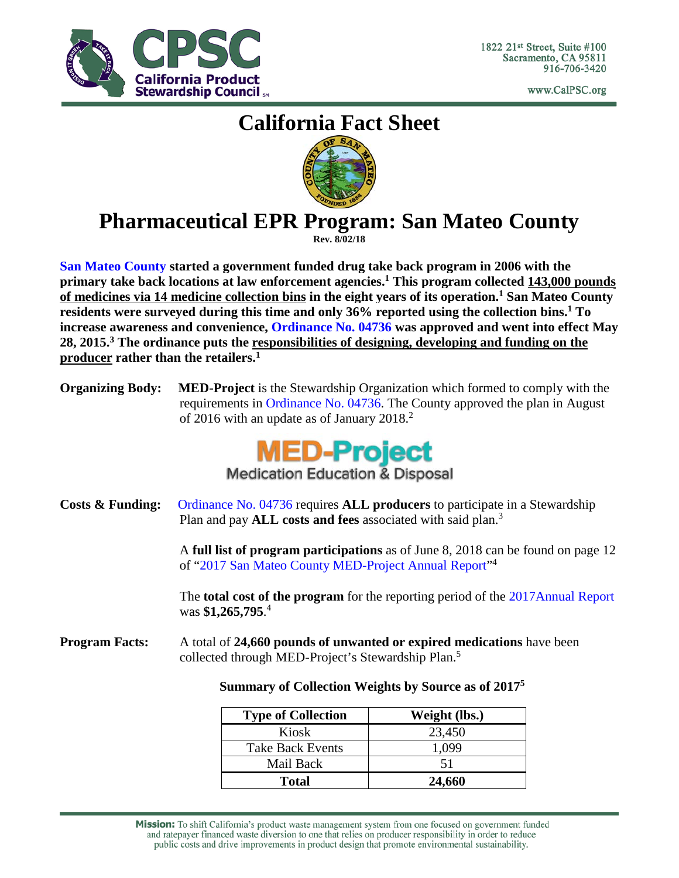1822 21st Street, Suite #100
Sacramento, CA 95811
916-706-3420

www.CalPSC.org

# California Fact Sheet

# Pharmaceutical EPR Program: San Mateo County

**Rev. 8/02/18**

**San Mateo County started a government funded drug take back program in 2006 with the primary take back locations at law enforcement agencies.[1] This program collected 143,000 pounds of medicines via 14 medicine collection bins in the eight years of its operation.[1] San Mateo County residents were surveyed during this time and only 36% reported using the collection bins.[1] To increase awareness and convenience, Ordinance No. 04736 was approved and went into effect May 28, 2015.[3] The ordinance puts the responsibilities of designing, developing and funding on the producer rather than the retailers.[1]**

**Organizing Body:** **MED-Project** is the Stewardship Organization which formed to comply with the requirements in Ordinance No. 04736. The County approved the plan in August of 2016 with an update as of January 2018.[2]

MED-Project
Medication Education & Disposal

**Costs & Funding:** Ordinance No. 04736 requires **ALL producers** to participate in a Stewardship Plan and pay **ALL costs and fees** associated with said plan.[3]

A **full list of program participations** as of June 8, 2018 can be found on page 12 of "2017 San Mateo County MED-Project Annual Report"[4]

The **total cost of the program** for the reporting period of the 2017Annual Report was **$1,265,795**.[4]

**Program Facts:** A total of **24,660 pounds of unwanted or expired medications** have been collected through MED-Project's Stewardship Plan.[5]

**Summary of Collection Weights by Source as of 2017[5]**

| Type of Collection | Weight (lbs.) |
|---|---|
| Kiosk | 23,450 |
| Take Back Events | 1,099 |
| Mail Back | 51 |
| **Total** | **24,660** |

**Mission:** To shift California's product waste management system from one focused on government funded and ratepayer financed waste diversion to one that relies on producer responsibility in order to reduce public costs and drive improvements in product design that promote environmental sustainability.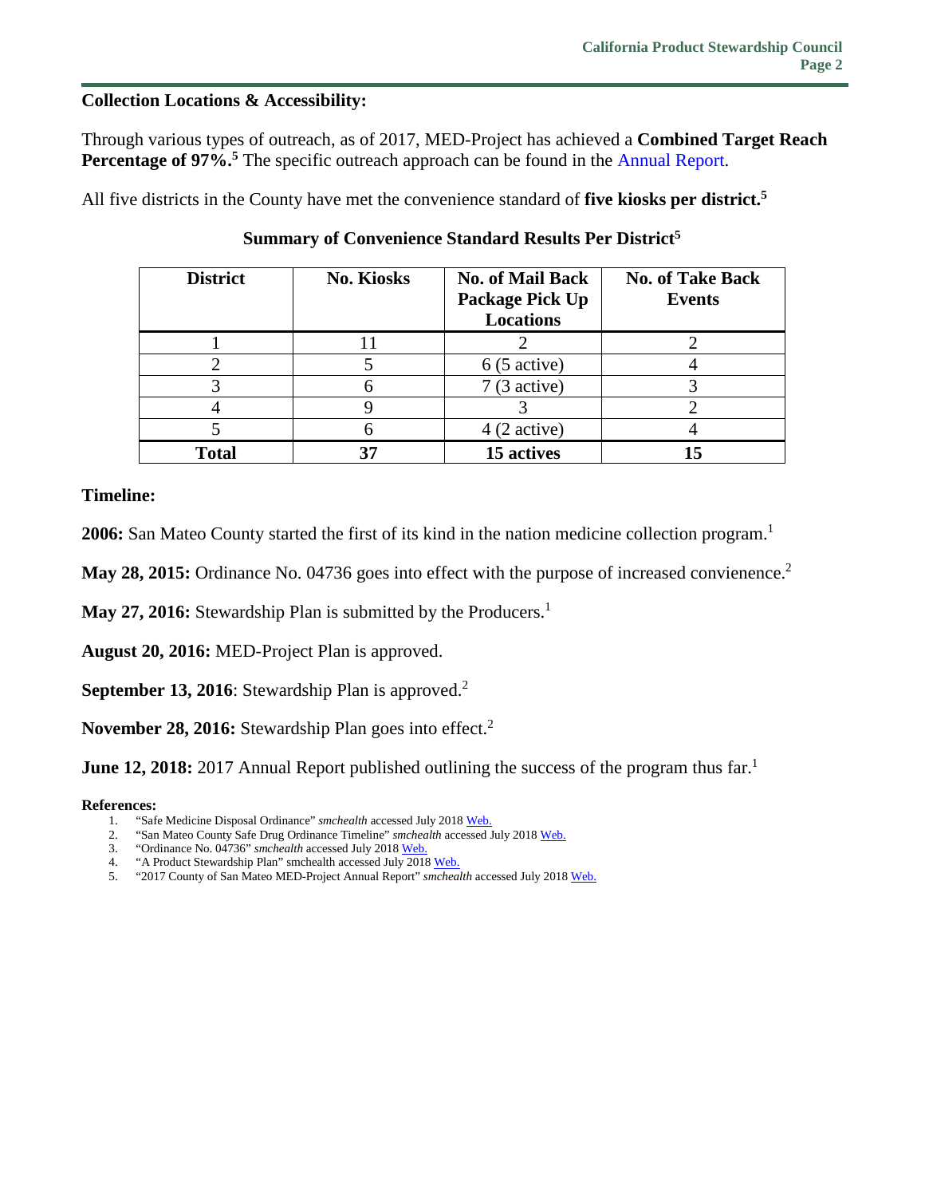**Collection Locations & Accessibility:**

Through various types of outreach, as of 2017, MED-Project has achieved a **Combined Target Reach Percentage of 97%.**[5] The specific outreach approach can be found in the Annual Report.

All five districts in the County have met the convenience standard of **five kiosks per district.**[5]

**Summary of Convenience Standard Results Per District**[5]

| District | No. Kiosks | No. of Mail Back Package Pick Up Locations | No. of Take Back Events |
|---|---|---|---|
| 1 | 11 | 2 | 2 |
| 2 | 5 | 6 (5 active) | 4 |
| 3 | 6 | 7 (3 active) | 3 |
| 4 | 9 | 3 | 2 |
| 5 | 6 | 4 (2 active) | 4 |
| **Total** | **37** | **15 actives** | **15** |

**Timeline:**

**2006:** San Mateo County started the first of its kind in the nation medicine collection program.[1]

**May 28, 2015:** Ordinance No. 04736 goes into effect with the purpose of increased convienence.[2]

**May 27, 2016:** Stewardship Plan is submitted by the Producers.[1]

**August 20, 2016:** MED-Project Plan is approved.

**September 13, 2016**: Stewardship Plan is approved.[2]

**November 28, 2016:** Stewardship Plan goes into effect.[2]

**June 12, 2018:** 2017 Annual Report published outlining the success of the program thus far.[1]

**References:**

1. "Safe Medicine Disposal Ordinance" *smchealth* accessed July 2018 Web.
2. "San Mateo County Safe Drug Ordinance Timeline" *smchealth* accessed July 2018 Web.
3. "Ordinance No. 04736" *smchealth* accessed July 2018 Web.
4. "A Product Stewardship Plan" smchealth accessed July 2018 Web.
5. "2017 County of San Mateo MED-Project Annual Report" *smchealth* accessed July 2018 Web.